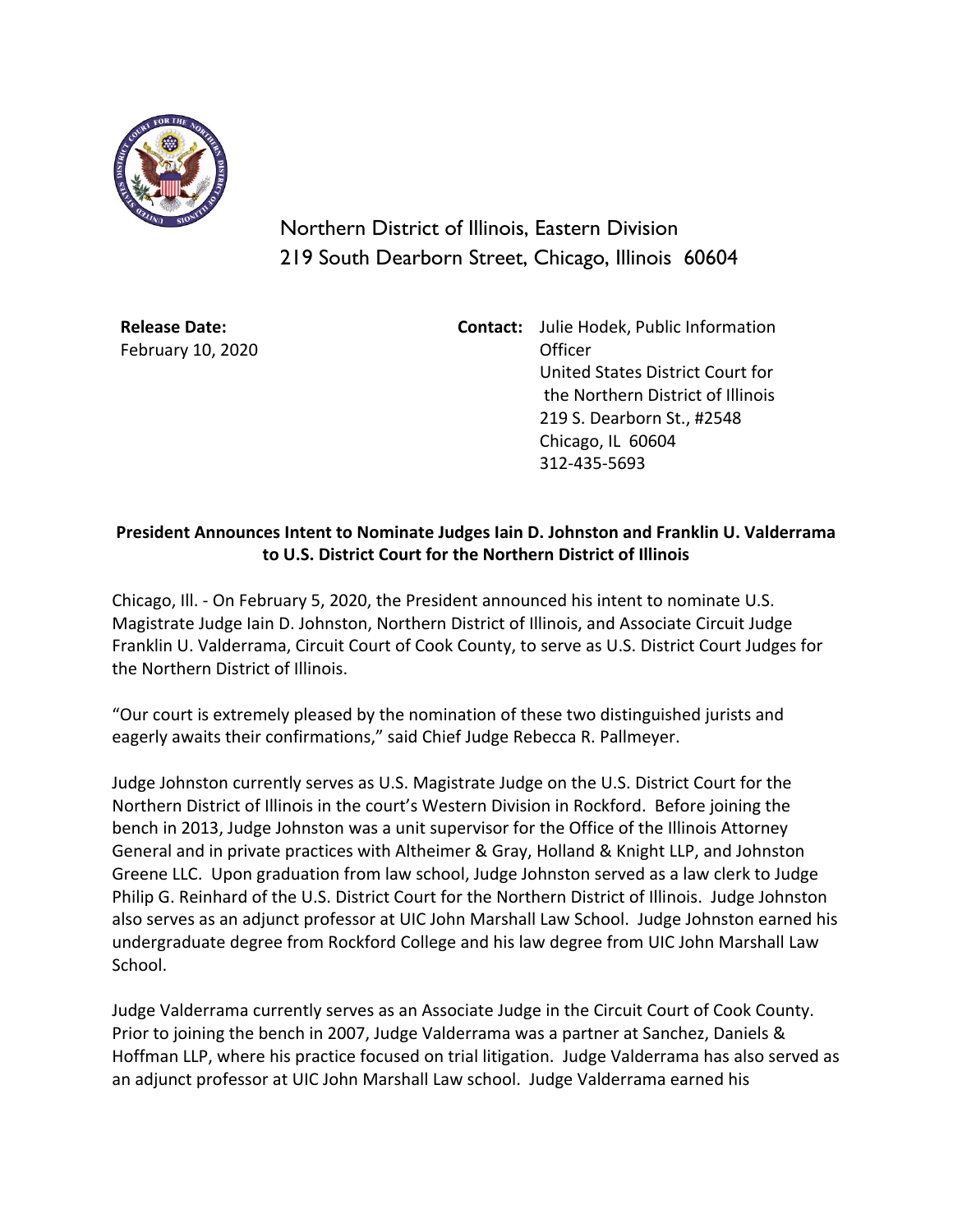Northern District of Illinois, Eastern Division
219 South Dearborn Street, Chicago, Illinois 60604

**Release Date:**
February 10, 2020

**Contact:** Julie Hodek, Public Information Officer
United States District Court for the Northern District of Illinois
219 S. Dearborn St., #2548
Chicago, IL 60604
312-435-5693

**President Announces Intent to Nominate Judges Iain D. Johnston and Franklin U. Valderrama to U.S. District Court for the Northern District of Illinois**

Chicago, Ill. - On February 5, 2020, the President announced his intent to nominate U.S. Magistrate Judge Iain D. Johnston, Northern District of Illinois, and Associate Circuit Judge Franklin U. Valderrama, Circuit Court of Cook County, to serve as U.S. District Court Judges for the Northern District of Illinois.

"Our court is extremely pleased by the nomination of these two distinguished jurists and eagerly awaits their confirmations," said Chief Judge Rebecca R. Pallmeyer.

Judge Johnston currently serves as U.S. Magistrate Judge on the U.S. District Court for the Northern District of Illinois in the court's Western Division in Rockford. Before joining the bench in 2013, Judge Johnston was a unit supervisor for the Office of the Illinois Attorney General and in private practices with Altheimer & Gray, Holland & Knight LLP, and Johnston Greene LLC. Upon graduation from law school, Judge Johnston served as a law clerk to Judge Philip G. Reinhard of the U.S. District Court for the Northern District of Illinois. Judge Johnston also serves as an adjunct professor at UIC John Marshall Law School. Judge Johnston earned his undergraduate degree from Rockford College and his law degree from UIC John Marshall Law School.

Judge Valderrama currently serves as an Associate Judge in the Circuit Court of Cook County. Prior to joining the bench in 2007, Judge Valderrama was a partner at Sanchez, Daniels & Hoffman LLP, where his practice focused on trial litigation. Judge Valderrama has also served as an adjunct professor at UIC John Marshall Law school. Judge Valderrama earned his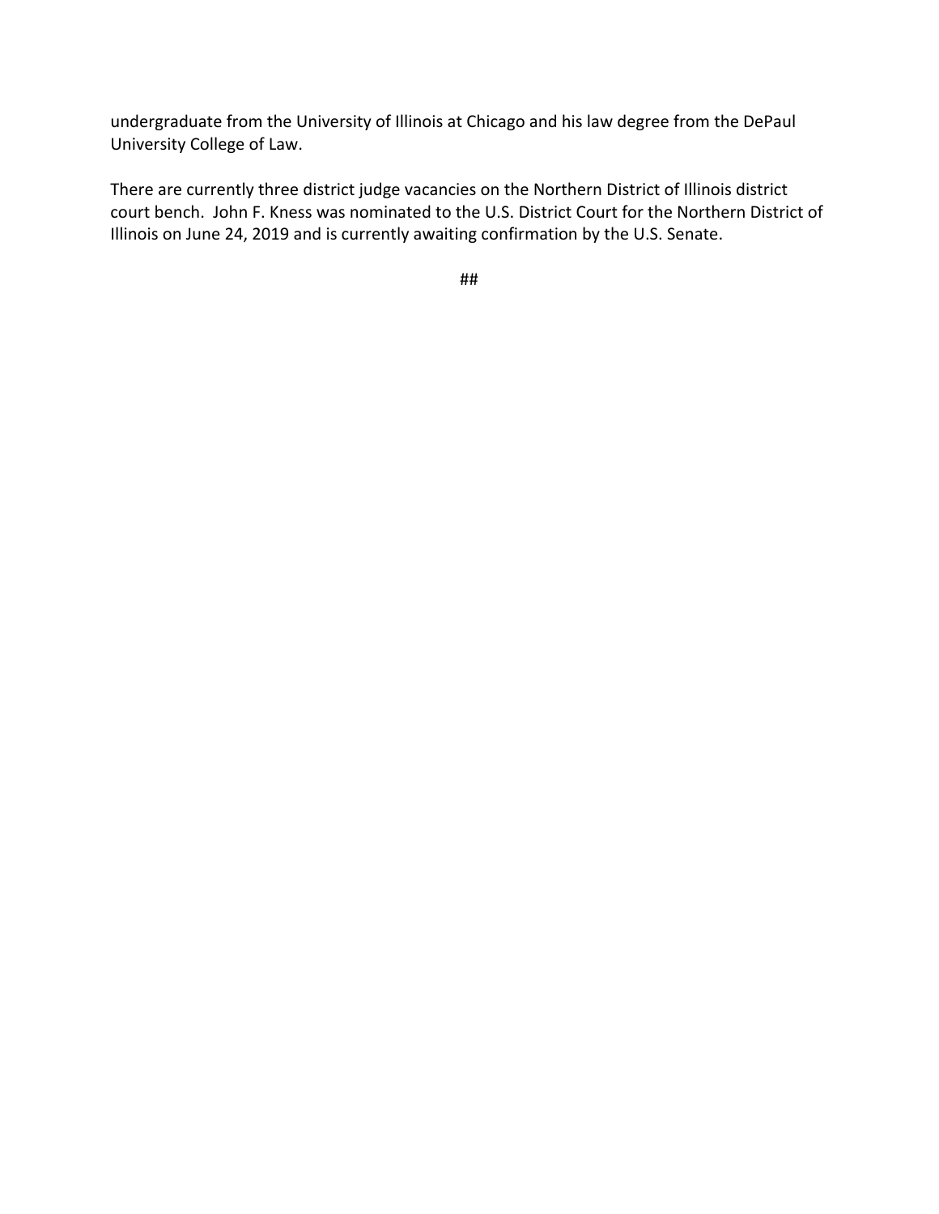undergraduate from the University of Illinois at Chicago and his law degree from the DePaul University College of Law.

There are currently three district judge vacancies on the Northern District of Illinois district court bench. John F. Kness was nominated to the U.S. District Court for the Northern District of Illinois on June 24, 2019 and is currently awaiting confirmation by the U.S. Senate.

##